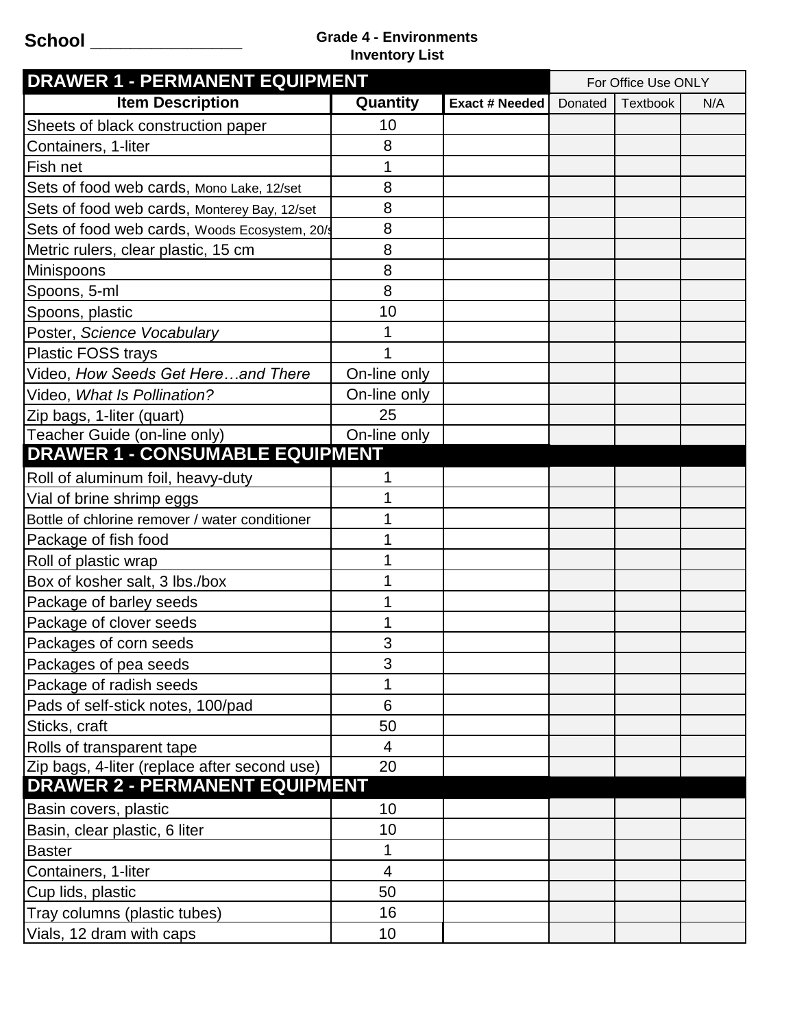School ________________

**Grade 4 - Environments**
**Inventory List**

| DRAWER 1 - PERMANENT EQUIPMENT | | | For Office Use ONLY | | |
|---|---|---|---|---|---|
| **Item Description** | **Quantity** | **Exact # Needed** | Donated | Textbook | N/A |
| Sheets of black construction paper | 10 | | | | |
| Containers, 1-liter | 8 | | | | |
| Fish net | 1 | | | | |
| Sets of food web cards, Mono Lake, 12/set | 8 | | | | |
| Sets of food web cards, Monterey Bay, 12/set | 8 | | | | |
| Sets of food web cards, Woods Ecosystem, 20/s | 8 | | | | |
| Metric rulers, clear plastic, 15 cm | 8 | | | | |
| Minispoons | 8 | | | | |
| Spoons, 5-ml | 8 | | | | |
| Spoons, plastic | 10 | | | | |
| Poster, *Science Vocabulary* | 1 | | | | |
| Plastic FOSS trays | 1 | | | | |
| Video, *How Seeds Get Here…and There* | On-line only | | | | |
| Video, *What Is Pollination?* | On-line only | | | | |
| Zip bags, 1-liter (quart) | 25 | | | | |
| Teacher Guide (on-line only) | On-line only | | | | |
| **DRAWER 1 - CONSUMABLE EQUIPMENT** | | | | | |
| Roll of aluminum foil, heavy-duty | 1 | | | | |
| Vial of brine shrimp eggs | 1 | | | | |
| Bottle of chlorine remover / water conditioner | 1 | | | | |
| Package of fish food | 1 | | | | |
| Roll of plastic wrap | 1 | | | | |
| Box of kosher salt, 3 lbs./box | 1 | | | | |
| Package of barley seeds | 1 | | | | |
| Package of clover seeds | 1 | | | | |
| Packages of corn seeds | 3 | | | | |
| Packages of pea seeds | 3 | | | | |
| Package of radish seeds | 1 | | | | |
| Pads of self-stick notes, 100/pad | 6 | | | | |
| Sticks, craft | 50 | | | | |
| Rolls of transparent tape | 4 | | | | |
| Zip bags, 4-liter (replace after second use) | 20 | | | | |
| **DRAWER 2 - PERMANENT EQUIPMENT** | | | | | |
| Basin covers, plastic | 10 | | | | |
| Basin, clear plastic, 6 liter | 10 | | | | |
| Baster | 1 | | | | |
| Containers, 1-liter | 4 | | | | |
| Cup lids, plastic | 50 | | | | |
| Tray columns (plastic tubes) | 16 | | | | |
| Vials, 12 dram with caps | 10 | | | | |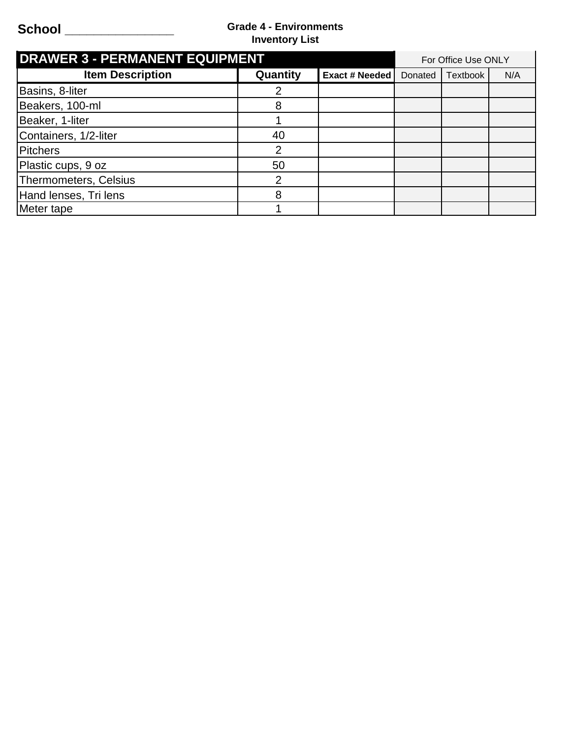**School ________________**

**Grade 4 - Environments**
**Inventory List**

| DRAWER 3 - PERMANENT EQUIPMENT | | | For Office Use ONLY | | |
|---|---|---|---|---|---|
| **Item Description** | **Quantity** | **Exact # Needed** | Donated | Textbook | N/A |
| Basins, 8-liter | 2 | | | | |
| Beakers, 100-ml | 8 | | | | |
| Beaker, 1-liter | 1 | | | | |
| Containers, 1/2-liter | 40 | | | | |
| Pitchers | 2 | | | | |
| Plastic cups, 9 oz | 50 | | | | |
| Thermometers, Celsius | 2 | | | | |
| Hand lenses, Tri lens | 8 | | | | |
| Meter tape | 1 | | | | |